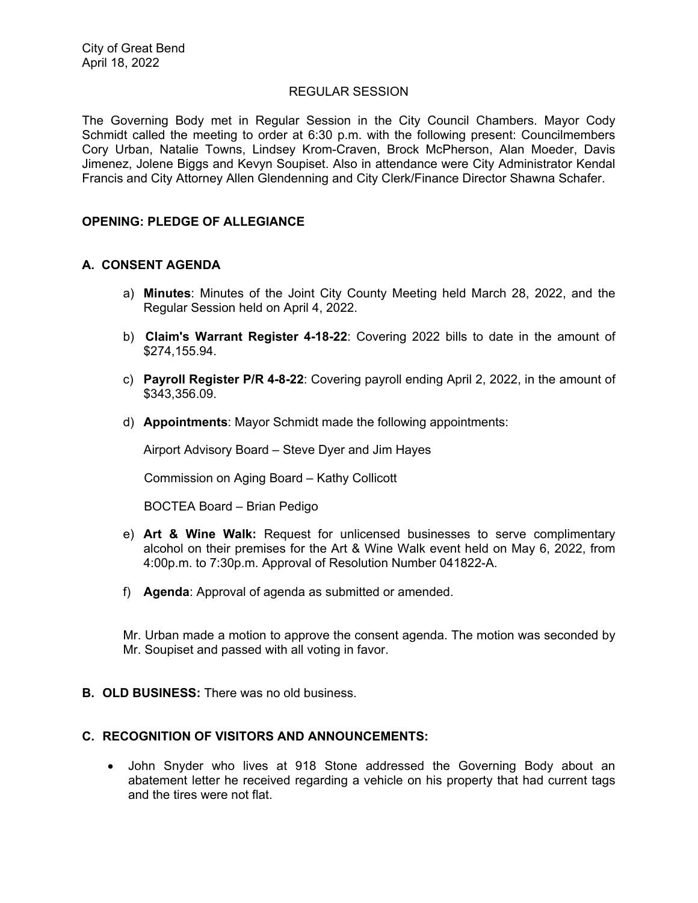City of Great Bend
April 18, 2022

REGULAR SESSION

The Governing Body met in Regular Session in the City Council Chambers. Mayor Cody Schmidt called the meeting to order at 6:30 p.m. with the following present: Councilmembers Cory Urban, Natalie Towns, Lindsey Krom-Craven, Brock McPherson, Alan Moeder, Davis Jimenez, Jolene Biggs and Kevyn Soupiset. Also in attendance were City Administrator Kendal Francis and City Attorney Allen Glendenning and City Clerk/Finance Director Shawna Schafer.

**OPENING: PLEDGE OF ALLEGIANCE**

**A. CONSENT AGENDA**

a) **Minutes**: Minutes of the Joint City County Meeting held March 28, 2022, and the Regular Session held on April 4, 2022.

b) **Claim's Warrant Register 4-18-22**: Covering 2022 bills to date in the amount of $274,155.94.

c) **Payroll Register P/R 4-8-22**: Covering payroll ending April 2, 2022, in the amount of $343,356.09.

d) **Appointments**: Mayor Schmidt made the following appointments:

Airport Advisory Board – Steve Dyer and Jim Hayes

Commission on Aging Board – Kathy Collicott

BOCTEA Board – Brian Pedigo

e) **Art & Wine Walk:** Request for unlicensed businesses to serve complimentary alcohol on their premises for the Art & Wine Walk event held on May 6, 2022, from 4:00p.m. to 7:30p.m. Approval of Resolution Number 041822-A.

f) **Agenda**: Approval of agenda as submitted or amended.

Mr. Urban made a motion to approve the consent agenda. The motion was seconded by Mr. Soupiset and passed with all voting in favor.

**B. OLD BUSINESS:** There was no old business.

**C. RECOGNITION OF VISITORS AND ANNOUNCEMENTS:**

- John Snyder who lives at 918 Stone addressed the Governing Body about an abatement letter he received regarding a vehicle on his property that had current tags and the tires were not flat.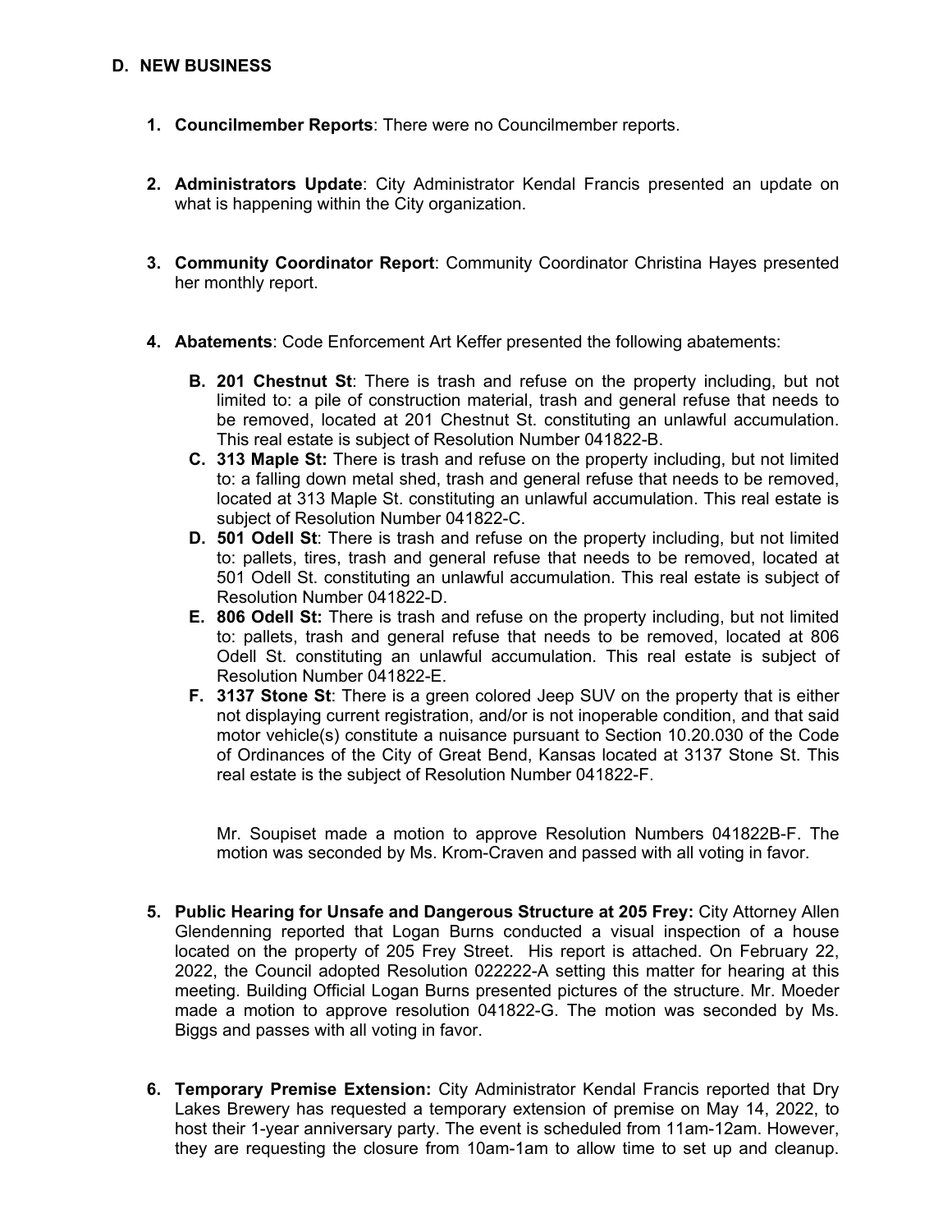## D. NEW BUSINESS

1. **Councilmember Reports**: There were no Councilmember reports.

2. **Administrators Update**: City Administrator Kendal Francis presented an update on what is happening within the City organization.

3. **Community Coordinator Report**: Community Coordinator Christina Hayes presented her monthly report.

4. **Abatements**: Code Enforcement Art Keffer presented the following abatements:

   **B. 201 Chestnut St**: There is trash and refuse on the property including, but not limited to: a pile of construction material, trash and general refuse that needs to be removed, located at 201 Chestnut St. constituting an unlawful accumulation. This real estate is subject of Resolution Number 041822-B.

   **C. 313 Maple St:** There is trash and refuse on the property including, but not limited to: a falling down metal shed, trash and general refuse that needs to be removed, located at 313 Maple St. constituting an unlawful accumulation. This real estate is subject of Resolution Number 041822-C.

   **D. 501 Odell St**: There is trash and refuse on the property including, but not limited to: pallets, tires, trash and general refuse that needs to be removed, located at 501 Odell St. constituting an unlawful accumulation. This real estate is subject of Resolution Number 041822-D.

   **E. 806 Odell St:** There is trash and refuse on the property including, but not limited to: pallets, trash and general refuse that needs to be removed, located at 806 Odell St. constituting an unlawful accumulation. This real estate is subject of Resolution Number 041822-E.

   **F. 3137 Stone St**: There is a green colored Jeep SUV on the property that is either not displaying current registration, and/or is not inoperable condition, and that said motor vehicle(s) constitute a nuisance pursuant to Section 10.20.030 of the Code of Ordinances of the City of Great Bend, Kansas located at 3137 Stone St. This real estate is the subject of Resolution Number 041822-F.

   Mr. Soupiset made a motion to approve Resolution Numbers 041822B-F. The motion was seconded by Ms. Krom-Craven and passed with all voting in favor.

5. **Public Hearing for Unsafe and Dangerous Structure at 205 Frey:** City Attorney Allen Glendenning reported that Logan Burns conducted a visual inspection of a house located on the property of 205 Frey Street. His report is attached. On February 22, 2022, the Council adopted Resolution 022222-A setting this matter for hearing at this meeting. Building Official Logan Burns presented pictures of the structure. Mr. Moeder made a motion to approve resolution 041822-G. The motion was seconded by Ms. Biggs and passes with all voting in favor.

6. **Temporary Premise Extension:** City Administrator Kendal Francis reported that Dry Lakes Brewery has requested a temporary extension of premise on May 14, 2022, to host their 1-year anniversary party. The event is scheduled from 11am-12am. However, they are requesting the closure from 10am-1am to allow time to set up and cleanup.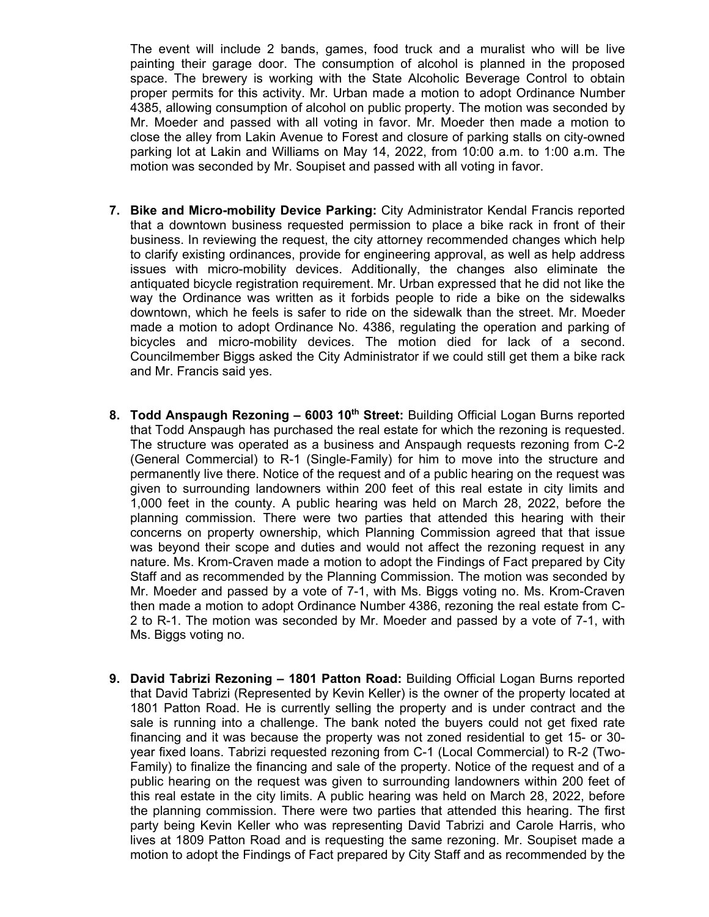The event will include 2 bands, games, food truck and a muralist who will be live painting their garage door. The consumption of alcohol is planned in the proposed space. The brewery is working with the State Alcoholic Beverage Control to obtain proper permits for this activity. Mr. Urban made a motion to adopt Ordinance Number 4385, allowing consumption of alcohol on public property. The motion was seconded by Mr. Moeder and passed with all voting in favor. Mr. Moeder then made a motion to close the alley from Lakin Avenue to Forest and closure of parking stalls on city-owned parking lot at Lakin and Williams on May 14, 2022, from 10:00 a.m. to 1:00 a.m. The motion was seconded by Mr. Soupiset and passed with all voting in favor.

7. **Bike and Micro-mobility Device Parking:** City Administrator Kendal Francis reported that a downtown business requested permission to place a bike rack in front of their business. In reviewing the request, the city attorney recommended changes which help to clarify existing ordinances, provide for engineering approval, as well as help address issues with micro-mobility devices. Additionally, the changes also eliminate the antiquated bicycle registration requirement. Mr. Urban expressed that he did not like the way the Ordinance was written as it forbids people to ride a bike on the sidewalks downtown, which he feels is safer to ride on the sidewalk than the street. Mr. Moeder made a motion to adopt Ordinance No. 4386, regulating the operation and parking of bicycles and micro-mobility devices. The motion died for lack of a second. Councilmember Biggs asked the City Administrator if we could still get them a bike rack and Mr. Francis said yes.

8. **Todd Anspaugh Rezoning – 6003 10th Street:** Building Official Logan Burns reported that Todd Anspaugh has purchased the real estate for which the rezoning is requested. The structure was operated as a business and Anspaugh requests rezoning from C-2 (General Commercial) to R-1 (Single-Family) for him to move into the structure and permanently live there. Notice of the request and of a public hearing on the request was given to surrounding landowners within 200 feet of this real estate in city limits and 1,000 feet in the county. A public hearing was held on March 28, 2022, before the planning commission. There were two parties that attended this hearing with their concerns on property ownership, which Planning Commission agreed that that issue was beyond their scope and duties and would not affect the rezoning request in any nature. Ms. Krom-Craven made a motion to adopt the Findings of Fact prepared by City Staff and as recommended by the Planning Commission. The motion was seconded by Mr. Moeder and passed by a vote of 7-1, with Ms. Biggs voting no. Ms. Krom-Craven then made a motion to adopt Ordinance Number 4386, rezoning the real estate from C-2 to R-1. The motion was seconded by Mr. Moeder and passed by a vote of 7-1, with Ms. Biggs voting no.

9. **David Tabrizi Rezoning – 1801 Patton Road:** Building Official Logan Burns reported that David Tabrizi (Represented by Kevin Keller) is the owner of the property located at 1801 Patton Road. He is currently selling the property and is under contract and the sale is running into a challenge. The bank noted the buyers could not get fixed rate financing and it was because the property was not zoned residential to get 15- or 30-year fixed loans. Tabrizi requested rezoning from C-1 (Local Commercial) to R-2 (Two-Family) to finalize the financing and sale of the property. Notice of the request and of a public hearing on the request was given to surrounding landowners within 200 feet of this real estate in the city limits. A public hearing was held on March 28, 2022, before the planning commission. There were two parties that attended this hearing. The first party being Kevin Keller who was representing David Tabrizi and Carole Harris, who lives at 1809 Patton Road and is requesting the same rezoning. Mr. Soupiset made a motion to adopt the Findings of Fact prepared by City Staff and as recommended by the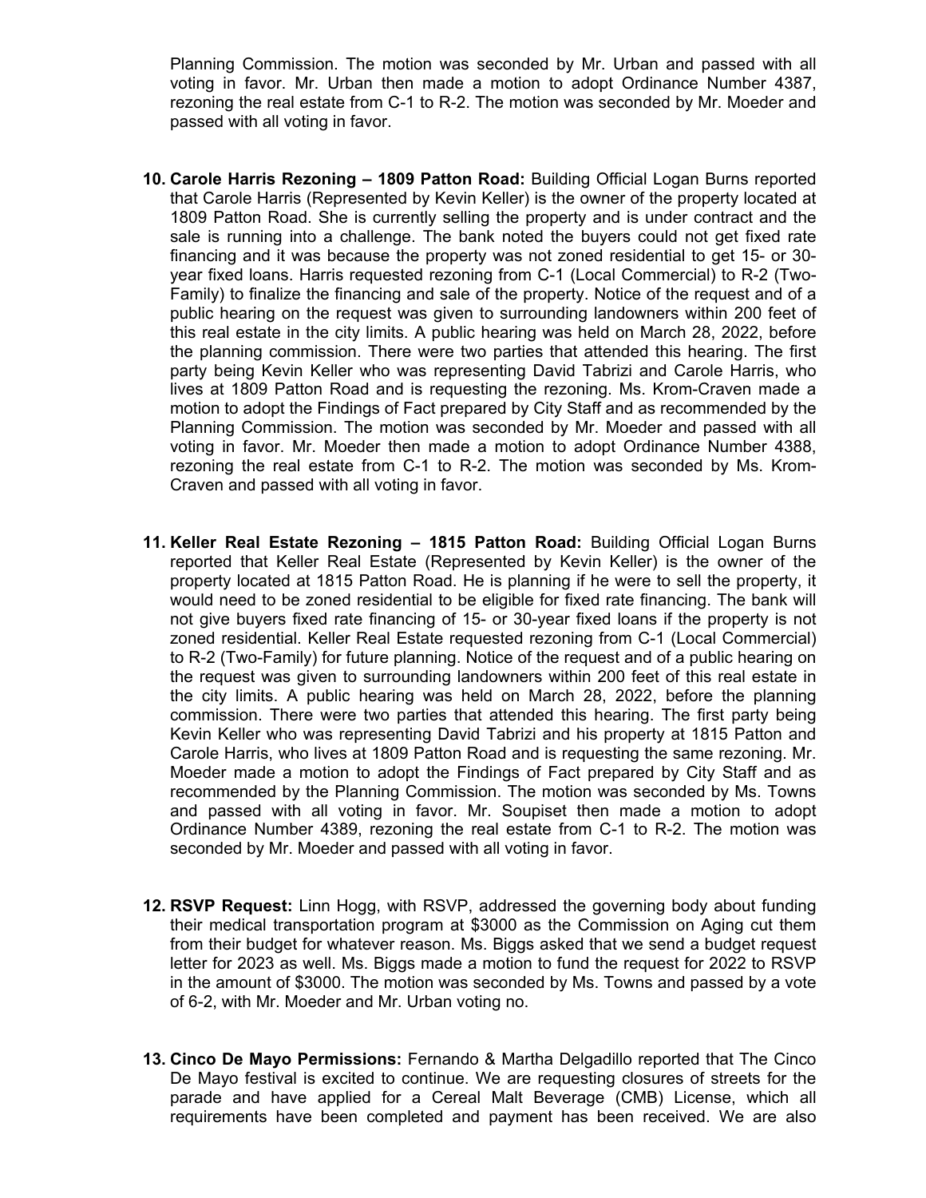Planning Commission. The motion was seconded by Mr. Urban and passed with all voting in favor. Mr. Urban then made a motion to adopt Ordinance Number 4387, rezoning the real estate from C-1 to R-2. The motion was seconded by Mr. Moeder and passed with all voting in favor.

10. **Carole Harris Rezoning – 1809 Patton Road:** Building Official Logan Burns reported that Carole Harris (Represented by Kevin Keller) is the owner of the property located at 1809 Patton Road. She is currently selling the property and is under contract and the sale is running into a challenge. The bank noted the buyers could not get fixed rate financing and it was because the property was not zoned residential to get 15- or 30-year fixed loans. Harris requested rezoning from C-1 (Local Commercial) to R-2 (Two-Family) to finalize the financing and sale of the property. Notice of the request and of a public hearing on the request was given to surrounding landowners within 200 feet of this real estate in the city limits. A public hearing was held on March 28, 2022, before the planning commission. There were two parties that attended this hearing. The first party being Kevin Keller who was representing David Tabrizi and Carole Harris, who lives at 1809 Patton Road and is requesting the rezoning. Ms. Krom-Craven made a motion to adopt the Findings of Fact prepared by City Staff and as recommended by the Planning Commission. The motion was seconded by Mr. Moeder and passed with all voting in favor. Mr. Moeder then made a motion to adopt Ordinance Number 4388, rezoning the real estate from C-1 to R-2. The motion was seconded by Ms. Krom-Craven and passed with all voting in favor.

11. **Keller Real Estate Rezoning – 1815 Patton Road:** Building Official Logan Burns reported that Keller Real Estate (Represented by Kevin Keller) is the owner of the property located at 1815 Patton Road. He is planning if he were to sell the property, it would need to be zoned residential to be eligible for fixed rate financing. The bank will not give buyers fixed rate financing of 15- or 30-year fixed loans if the property is not zoned residential. Keller Real Estate requested rezoning from C-1 (Local Commercial) to R-2 (Two-Family) for future planning. Notice of the request and of a public hearing on the request was given to surrounding landowners within 200 feet of this real estate in the city limits. A public hearing was held on March 28, 2022, before the planning commission. There were two parties that attended this hearing. The first party being Kevin Keller who was representing David Tabrizi and his property at 1815 Patton and Carole Harris, who lives at 1809 Patton Road and is requesting the same rezoning. Mr. Moeder made a motion to adopt the Findings of Fact prepared by City Staff and as recommended by the Planning Commission. The motion was seconded by Ms. Towns and passed with all voting in favor. Mr. Soupiset then made a motion to adopt Ordinance Number 4389, rezoning the real estate from C-1 to R-2. The motion was seconded by Mr. Moeder and passed with all voting in favor.

12. **RSVP Request:** Linn Hogg, with RSVP, addressed the governing body about funding their medical transportation program at $3000 as the Commission on Aging cut them from their budget for whatever reason. Ms. Biggs asked that we send a budget request letter for 2023 as well. Ms. Biggs made a motion to fund the request for 2022 to RSVP in the amount of $3000. The motion was seconded by Ms. Towns and passed by a vote of 6-2, with Mr. Moeder and Mr. Urban voting no.

13. **Cinco De Mayo Permissions:** Fernando & Martha Delgadillo reported that The Cinco De Mayo festival is excited to continue. We are requesting closures of streets for the parade and have applied for a Cereal Malt Beverage (CMB) License, which all requirements have been completed and payment has been received. We are also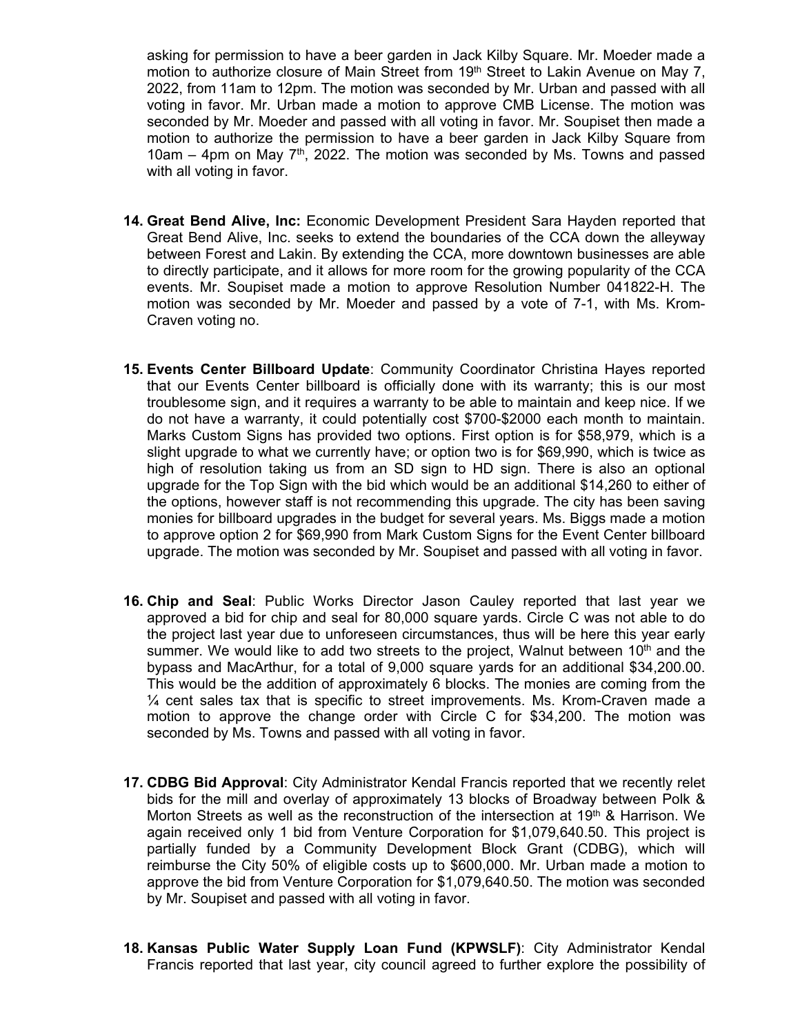asking for permission to have a beer garden in Jack Kilby Square. Mr. Moeder made a motion to authorize closure of Main Street from 19th Street to Lakin Avenue on May 7, 2022, from 11am to 12pm. The motion was seconded by Mr. Urban and passed with all voting in favor. Mr. Urban made a motion to approve CMB License. The motion was seconded by Mr. Moeder and passed with all voting in favor. Mr. Soupiset then made a motion to authorize the permission to have a beer garden in Jack Kilby Square from 10am – 4pm on May 7th, 2022. The motion was seconded by Ms. Towns and passed with all voting in favor.

14. **Great Bend Alive, Inc:** Economic Development President Sara Hayden reported that Great Bend Alive, Inc. seeks to extend the boundaries of the CCA down the alleyway between Forest and Lakin. By extending the CCA, more downtown businesses are able to directly participate, and it allows for more room for the growing popularity of the CCA events. Mr. Soupiset made a motion to approve Resolution Number 041822-H. The motion was seconded by Mr. Moeder and passed by a vote of 7-1, with Ms. Krom-Craven voting no.

15. **Events Center Billboard Update**: Community Coordinator Christina Hayes reported that our Events Center billboard is officially done with its warranty; this is our most troublesome sign, and it requires a warranty to be able to maintain and keep nice. If we do not have a warranty, it could potentially cost $700-$2000 each month to maintain. Marks Custom Signs has provided two options. First option is for $58,979, which is a slight upgrade to what we currently have; or option two is for $69,990, which is twice as high of resolution taking us from an SD sign to HD sign. There is also an optional upgrade for the Top Sign with the bid which would be an additional $14,260 to either of the options, however staff is not recommending this upgrade. The city has been saving monies for billboard upgrades in the budget for several years. Ms. Biggs made a motion to approve option 2 for $69,990 from Mark Custom Signs for the Event Center billboard upgrade. The motion was seconded by Mr. Soupiset and passed with all voting in favor.

16. **Chip and Seal**: Public Works Director Jason Cauley reported that last year we approved a bid for chip and seal for 80,000 square yards. Circle C was not able to do the project last year due to unforeseen circumstances, thus will be here this year early summer. We would like to add two streets to the project, Walnut between 10th and the bypass and MacArthur, for a total of 9,000 square yards for an additional $34,200.00. This would be the addition of approximately 6 blocks. The monies are coming from the ¼ cent sales tax that is specific to street improvements. Ms. Krom-Craven made a motion to approve the change order with Circle C for $34,200. The motion was seconded by Ms. Towns and passed with all voting in favor.

17. **CDBG Bid Approval**: City Administrator Kendal Francis reported that we recently relet bids for the mill and overlay of approximately 13 blocks of Broadway between Polk & Morton Streets as well as the reconstruction of the intersection at 19th & Harrison. We again received only 1 bid from Venture Corporation for $1,079,640.50. This project is partially funded by a Community Development Block Grant (CDBG), which will reimburse the City 50% of eligible costs up to $600,000. Mr. Urban made a motion to approve the bid from Venture Corporation for $1,079,640.50. The motion was seconded by Mr. Soupiset and passed with all voting in favor.

18. **Kansas Public Water Supply Loan Fund (KPWSLF)**: City Administrator Kendal Francis reported that last year, city council agreed to further explore the possibility of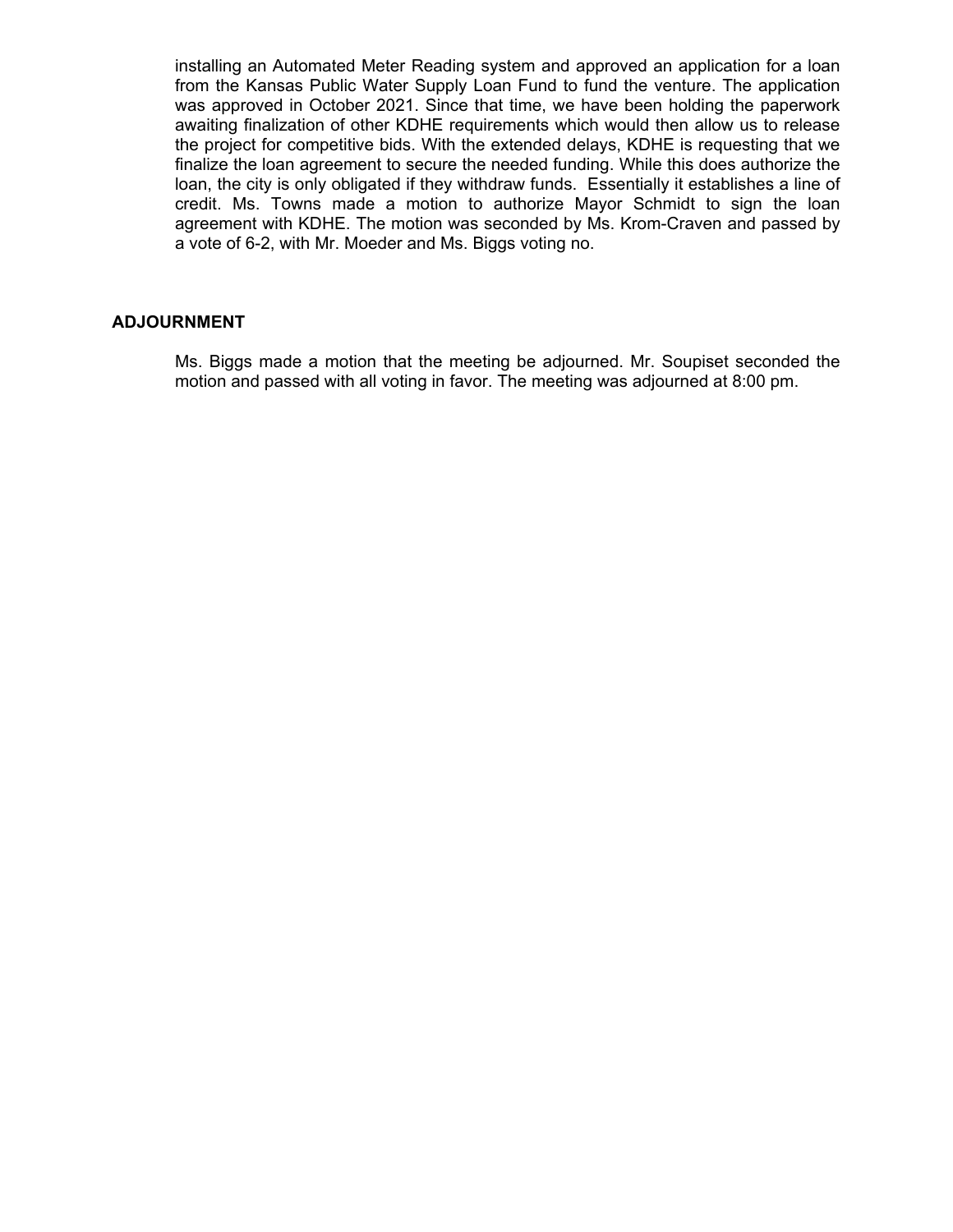installing an Automated Meter Reading system and approved an application for a loan from the Kansas Public Water Supply Loan Fund to fund the venture. The application was approved in October 2021. Since that time, we have been holding the paperwork awaiting finalization of other KDHE requirements which would then allow us to release the project for competitive bids. With the extended delays, KDHE is requesting that we finalize the loan agreement to secure the needed funding. While this does authorize the loan, the city is only obligated if they withdraw funds. Essentially it establishes a line of credit. Ms. Towns made a motion to authorize Mayor Schmidt to sign the loan agreement with KDHE. The motion was seconded by Ms. Krom-Craven and passed by a vote of 6-2, with Mr. Moeder and Ms. Biggs voting no.

## ADJOURNMENT

Ms. Biggs made a motion that the meeting be adjourned. Mr. Soupiset seconded the motion and passed with all voting in favor. The meeting was adjourned at 8:00 pm.